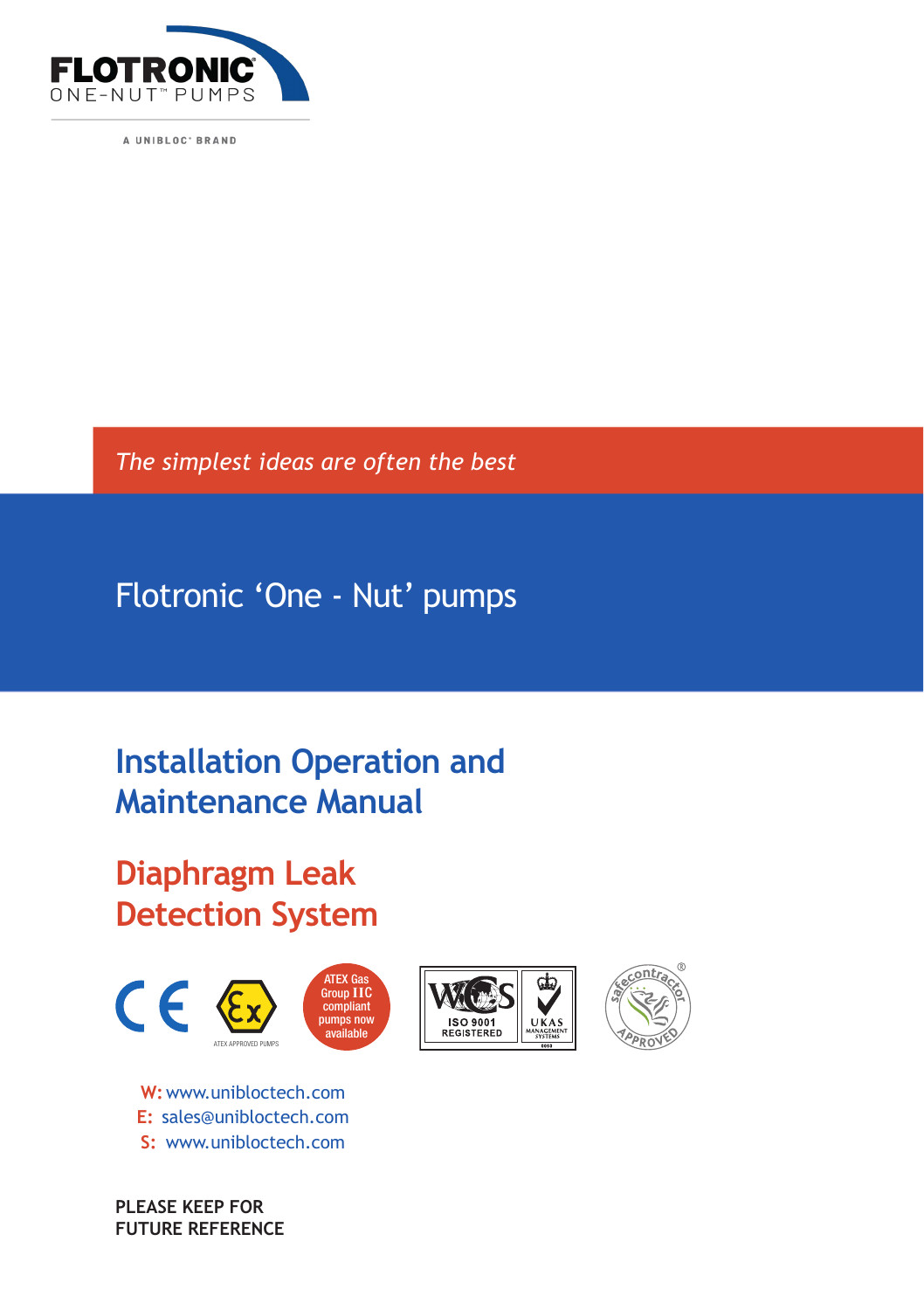FLOTRONIC ONE-NUT™ PUMPS

A UNIBLOC® BRAND

*The simplest ideas are often the best*

Flotronic ‘One - Nut’ pumps

# Installation Operation and Maintenance Manual

## Diaphragm Leak Detection System

ATEX APPROVED PUMPS

ATEX Gas Group IIC compliant pumps now available

ISO 9001 REGISTERED

UKAS MANAGEMENT SYSTEMS

safecontractor APPROVED

**W:** www.unibloctech.com
**E:** sales@unibloctech.com
**S:** www.unibloctech.com

**PLEASE KEEP FOR FUTURE REFERENCE**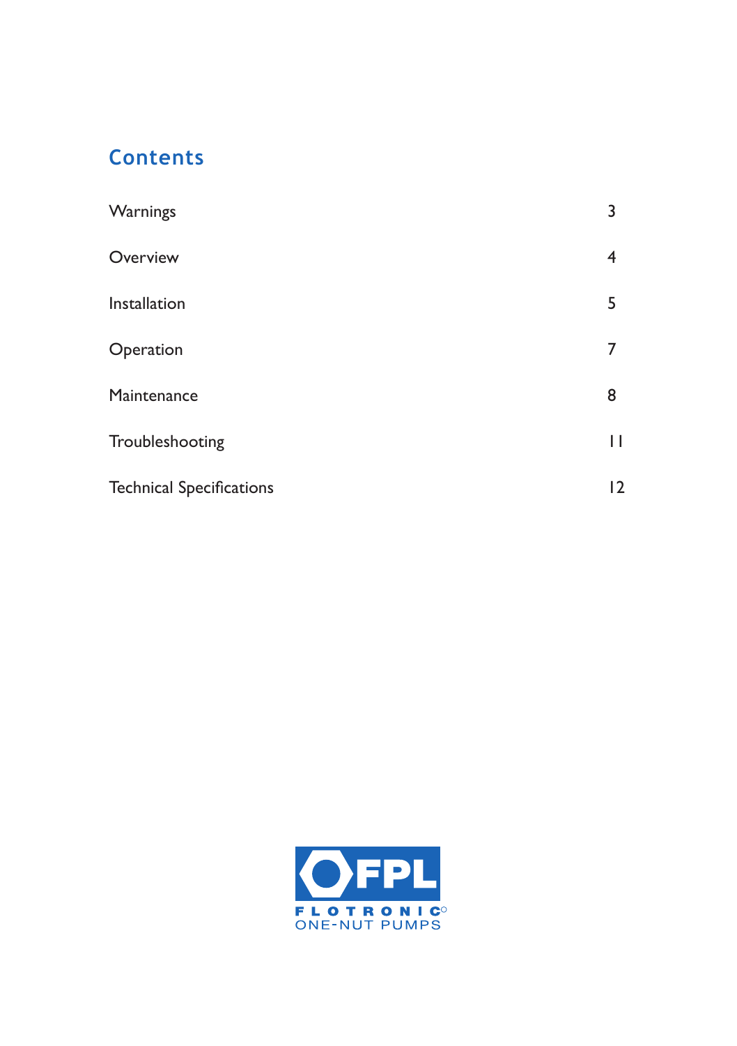## Contents

| | |
|---|---|
| Warnings | 3 |
| Overview | 4 |
| Installation | 5 |
| Operation | 7 |
| Maintenance | 8 |
| Troubleshooting | 11 |
| Technical Specifications | 12 |

FPL

FLOTRONIC

ONE-NUT PUMPS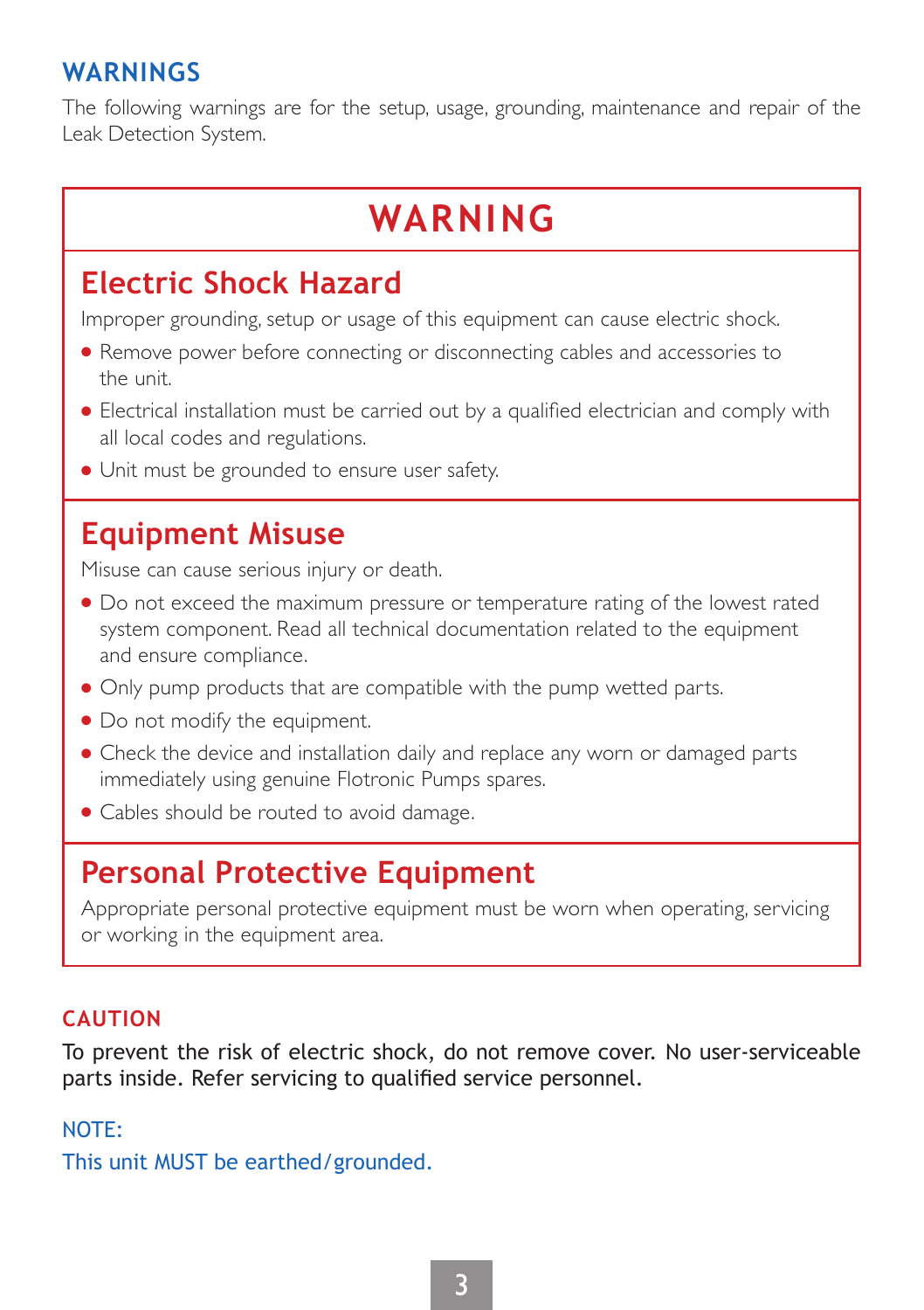## WARNINGS

The following warnings are for the setup, usage, grounding, maintenance and repair of the Leak Detection System.

# WARNING

### Electric Shock Hazard

Improper grounding, setup or usage of this equipment can cause electric shock.

- Remove power before connecting or disconnecting cables and accessories to the unit.
- Electrical installation must be carried out by a qualified electrician and comply with all local codes and regulations.
- Unit must be grounded to ensure user safety.

### Equipment Misuse

Misuse can cause serious injury or death.

- Do not exceed the maximum pressure or temperature rating of the lowest rated system component. Read all technical documentation related to the equipment and ensure compliance.
- Only pump products that are compatible with the pump wetted parts.
- Do not modify the equipment.
- Check the device and installation daily and replace any worn or damaged parts immediately using genuine Flotronic Pumps spares.
- Cables should be routed to avoid damage.

### Personal Protective Equipment

Appropriate personal protective equipment must be worn when operating, servicing or working in the equipment area.

**CAUTION**

To prevent the risk of electric shock, do not remove cover. No user-serviceable parts inside. Refer servicing to qualified service personnel.

NOTE:

This unit MUST be earthed/grounded.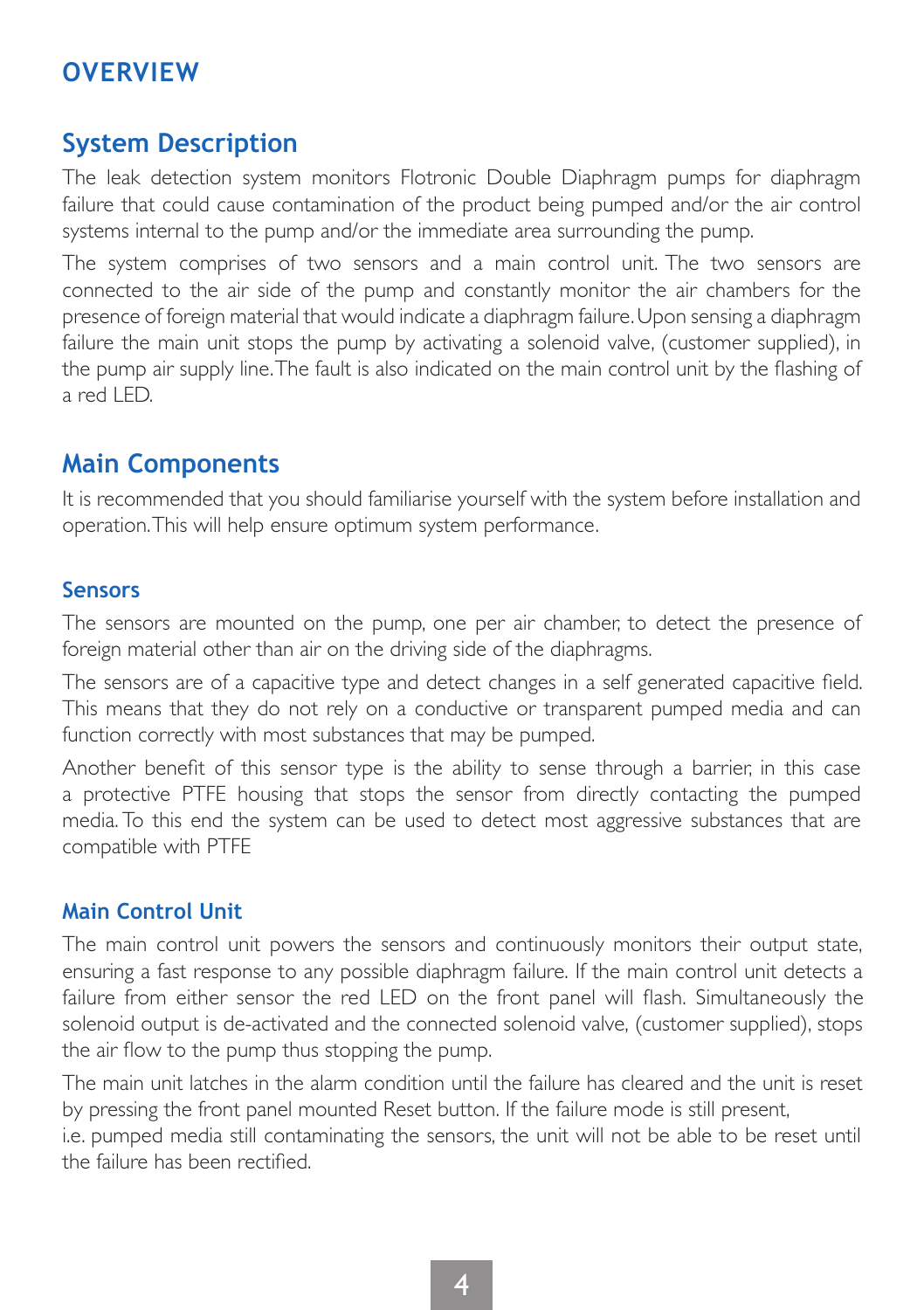# OVERVIEW

## System Description

The leak detection system monitors Flotronic Double Diaphragm pumps for diaphragm failure that could cause contamination of the product being pumped and/or the air control systems internal to the pump and/or the immediate area surrounding the pump.

The system comprises of two sensors and a main control unit. The two sensors are connected to the air side of the pump and constantly monitor the air chambers for the presence of foreign material that would indicate a diaphragm failure. Upon sensing a diaphragm failure the main unit stops the pump by activating a solenoid valve, (customer supplied), in the pump air supply line. The fault is also indicated on the main control unit by the flashing of a red LED.

## Main Components

It is recommended that you should familiarise yourself with the system before installation and operation. This will help ensure optimum system performance.

### Sensors

The sensors are mounted on the pump, one per air chamber, to detect the presence of foreign material other than air on the driving side of the diaphragms.

The sensors are of a capacitive type and detect changes in a self generated capacitive field. This means that they do not rely on a conductive or transparent pumped media and can function correctly with most substances that may be pumped.

Another benefit of this sensor type is the ability to sense through a barrier, in this case a protective PTFE housing that stops the sensor from directly contacting the pumped media. To this end the system can be used to detect most aggressive substances that are compatible with PTFE

### Main Control Unit

The main control unit powers the sensors and continuously monitors their output state, ensuring a fast response to any possible diaphragm failure. If the main control unit detects a failure from either sensor the red LED on the front panel will flash. Simultaneously the solenoid output is de-activated and the connected solenoid valve, (customer supplied), stops the air flow to the pump thus stopping the pump.

The main unit latches in the alarm condition until the failure has cleared and the unit is reset by pressing the front panel mounted Reset button. If the failure mode is still present, i.e. pumped media still contaminating the sensors, the unit will not be able to be reset until the failure has been rectified.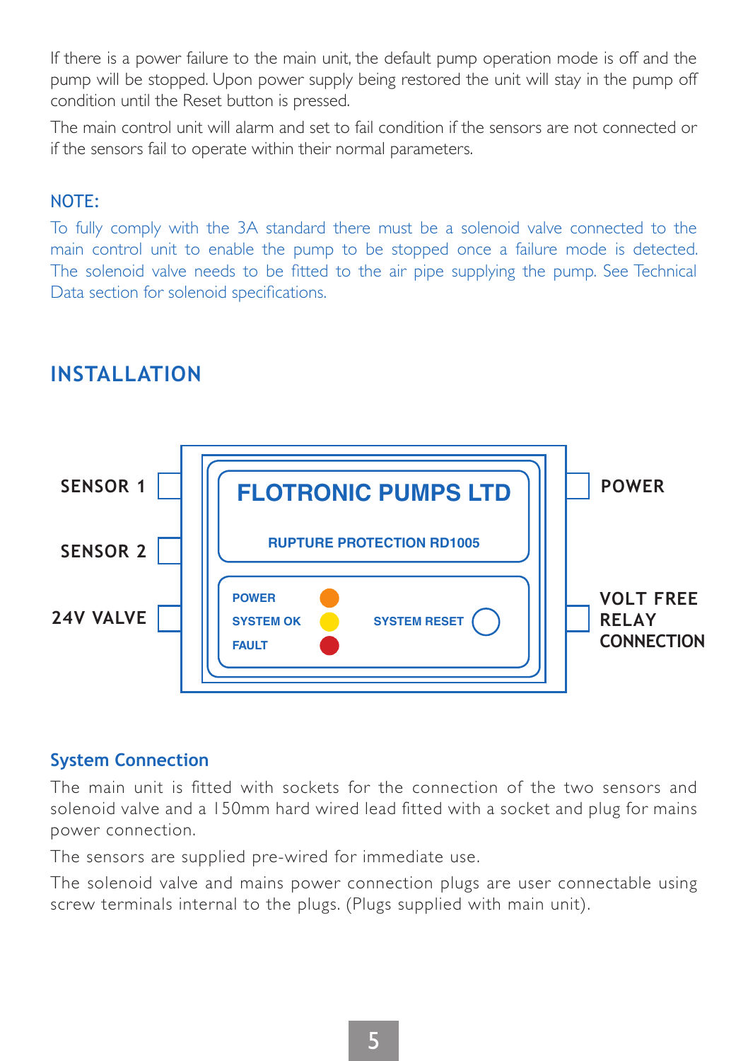If there is a power failure to the main unit, the default pump operation mode is off and the pump will be stopped. Upon power supply being restored the unit will stay in the pump off condition until the Reset button is pressed.

The main control unit will alarm and set to fail condition if the sensors are not connected or if the sensors fail to operate within their normal parameters.

NOTE:

To fully comply with the 3A standard there must be a solenoid valve connected to the main control unit to enable the pump to be stopped once a failure mode is detected. The solenoid valve needs to be fitted to the air pipe supplying the pump. See Technical Data section for solenoid specifications.

## INSTALLATION

SENSOR 1

SENSOR 2

24V VALVE

FLOTRONIC PUMPS LTD

RUPTURE PROTECTION RD1005

POWER

SYSTEM OK

FAULT

SYSTEM RESET

POWER

VOLT FREE RELAY CONNECTION

### System Connection

The main unit is fitted with sockets for the connection of the two sensors and solenoid valve and a 150mm hard wired lead fitted with a socket and plug for mains power connection.

The sensors are supplied pre-wired for immediate use.

The solenoid valve and mains power connection plugs are user connectable using screw terminals internal to the plugs. (Plugs supplied with main unit).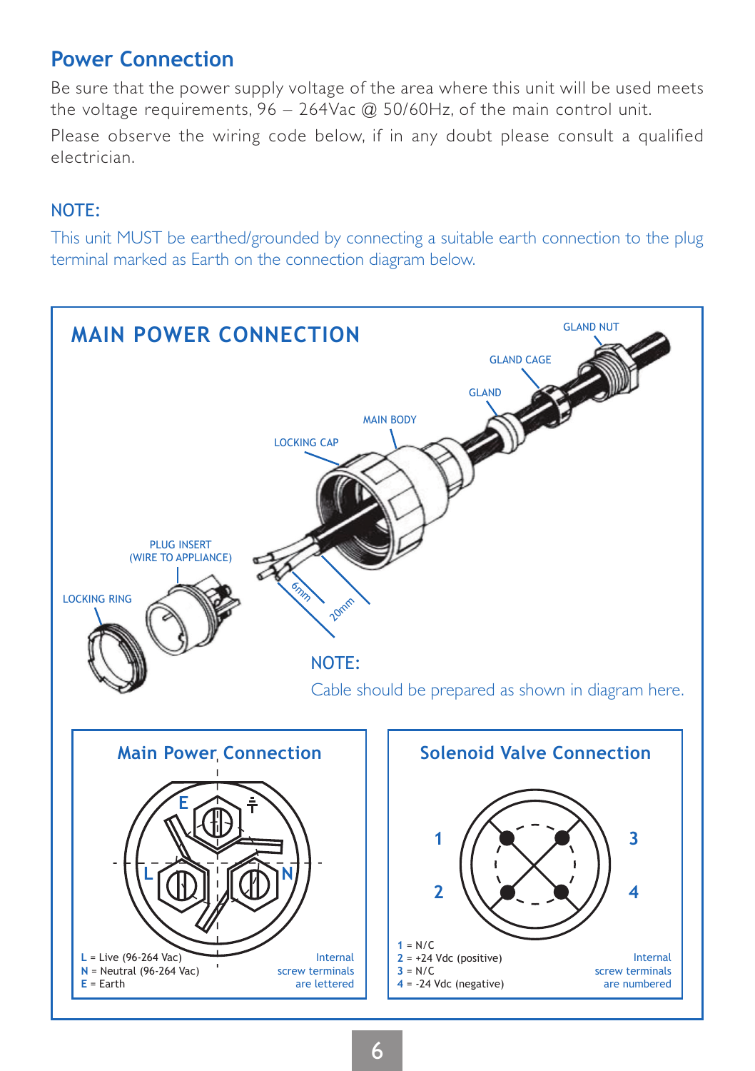## Power Connection

Be sure that the power supply voltage of the area where this unit will be used meets the voltage requirements, 96 – 264Vac @ 50/60Hz, of the main control unit.

Please observe the wiring code below, if in any doubt please consult a qualified electrician.

### NOTE:

This unit MUST be earthed/grounded by connecting a suitable earth connection to the plug terminal marked as Earth on the connection diagram below.

## MAIN POWER CONNECTION

GLAND NUT

GLAND CAGE

GLAND

MAIN BODY

LOCKING CAP

PLUG INSERT (WIRE TO APPLIANCE)

LOCKING RING

6mm

20mm

### NOTE:

Cable should be prepared as shown in diagram here.

### Main Power Connection

E

L

N

**L** = Live (96-264 Vac)
**N** = Neutral (96-264 Vac)
**E** = Earth

Internal screw terminals are lettered

### Solenoid Valve Connection

1

2

3

4

**1** = N/C
**2** = +24 Vdc (positive)
**3** = N/C
**4** = -24 Vdc (negative)

Internal screw terminals are numbered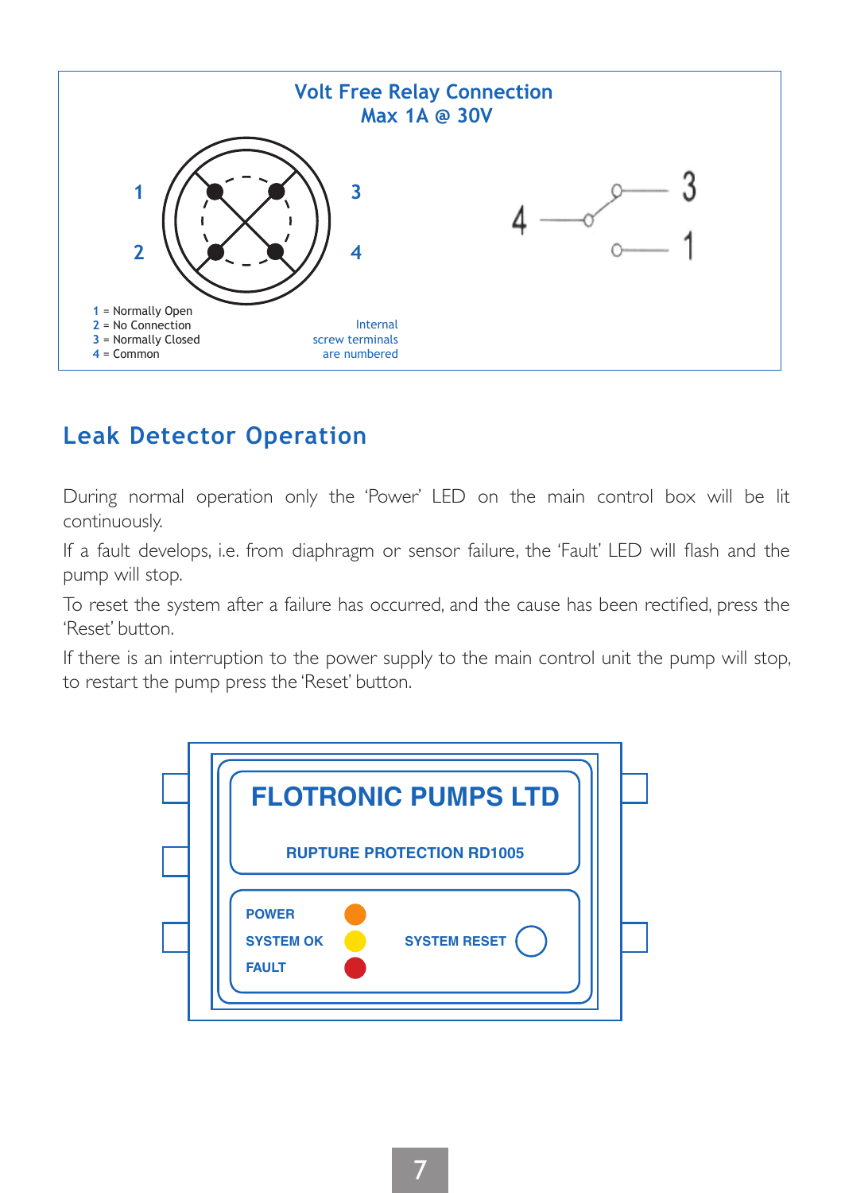**Volt Free Relay Connection**
**Max 1A @ 30V**

1 = Normally Open
2 = No Connection
3 = Normally Closed
4 = Common

Internal screw terminals are numbered

## Leak Detector Operation

During normal operation only the 'Power' LED on the main control box will be lit continuously.

If a fault develops, i.e. from diaphragm or sensor failure, the 'Fault' LED will flash and the pump will stop.

To reset the system after a failure has occurred, and the cause has been rectified, press the 'Reset' button.

If there is an interruption to the power supply to the main control unit the pump will stop, to restart the pump press the 'Reset' button.

**FLOTRONIC PUMPS LTD**

**RUPTURE PROTECTION RD1005**

POWER
SYSTEM OK
FAULT

SYSTEM RESET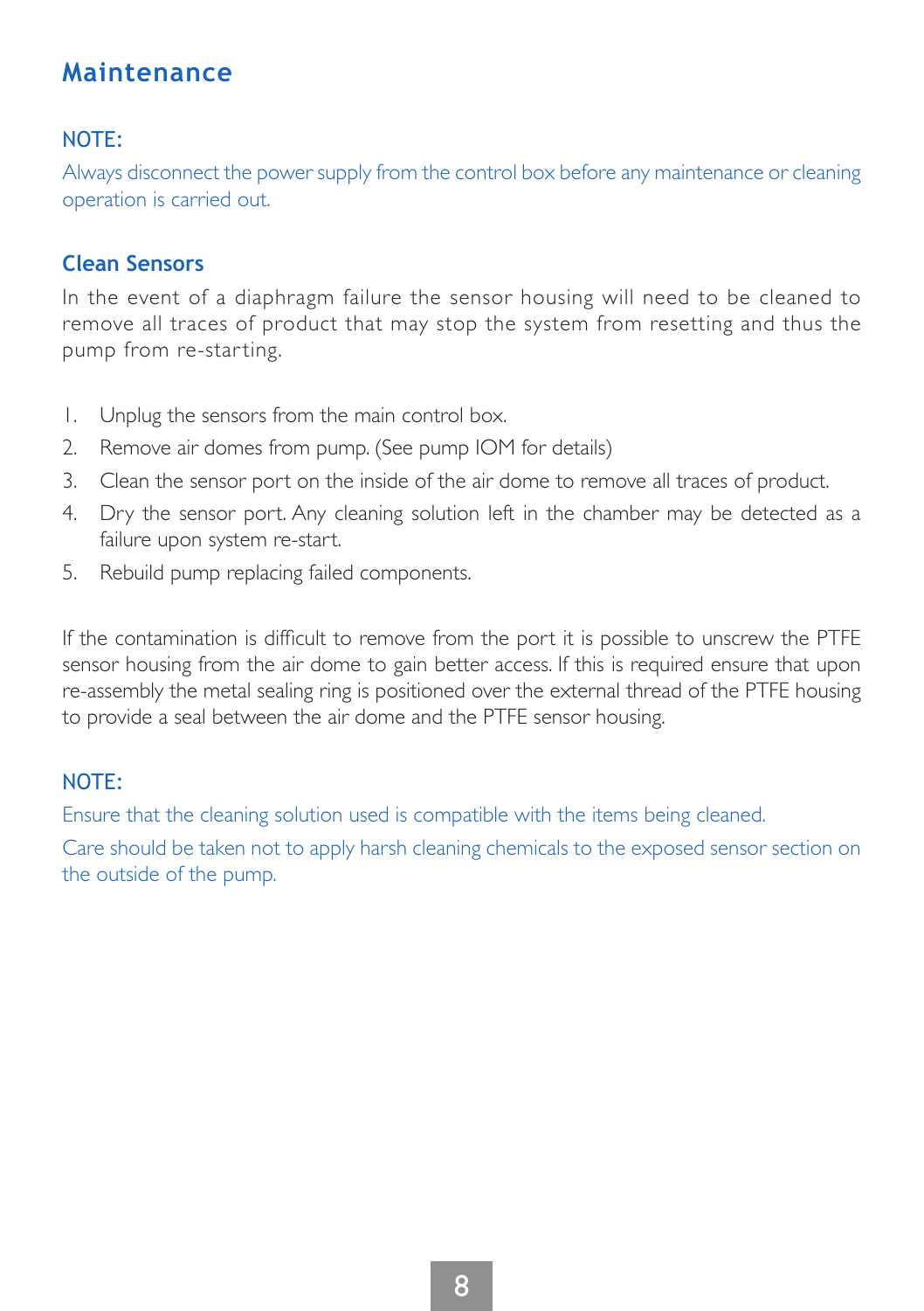# Maintenance

**NOTE:**

Always disconnect the power supply from the control box before any maintenance or cleaning operation is carried out.

## Clean Sensors

In the event of a diaphragm failure the sensor housing will need to be cleaned to remove all traces of product that may stop the system from resetting and thus the pump from re-starting.

1. Unplug the sensors from the main control box.
2. Remove air domes from pump. (See pump IOM for details)
3. Clean the sensor port on the inside of the air dome to remove all traces of product.
4. Dry the sensor port. Any cleaning solution left in the chamber may be detected as a failure upon system re-start.
5. Rebuild pump replacing failed components.

If the contamination is difficult to remove from the port it is possible to unscrew the PTFE sensor housing from the air dome to gain better access. If this is required ensure that upon re-assembly the metal sealing ring is positioned over the external thread of the PTFE housing to provide a seal between the air dome and the PTFE sensor housing.

**NOTE:**

Ensure that the cleaning solution used is compatible with the items being cleaned.

Care should be taken not to apply harsh cleaning chemicals to the exposed sensor section on the outside of the pump.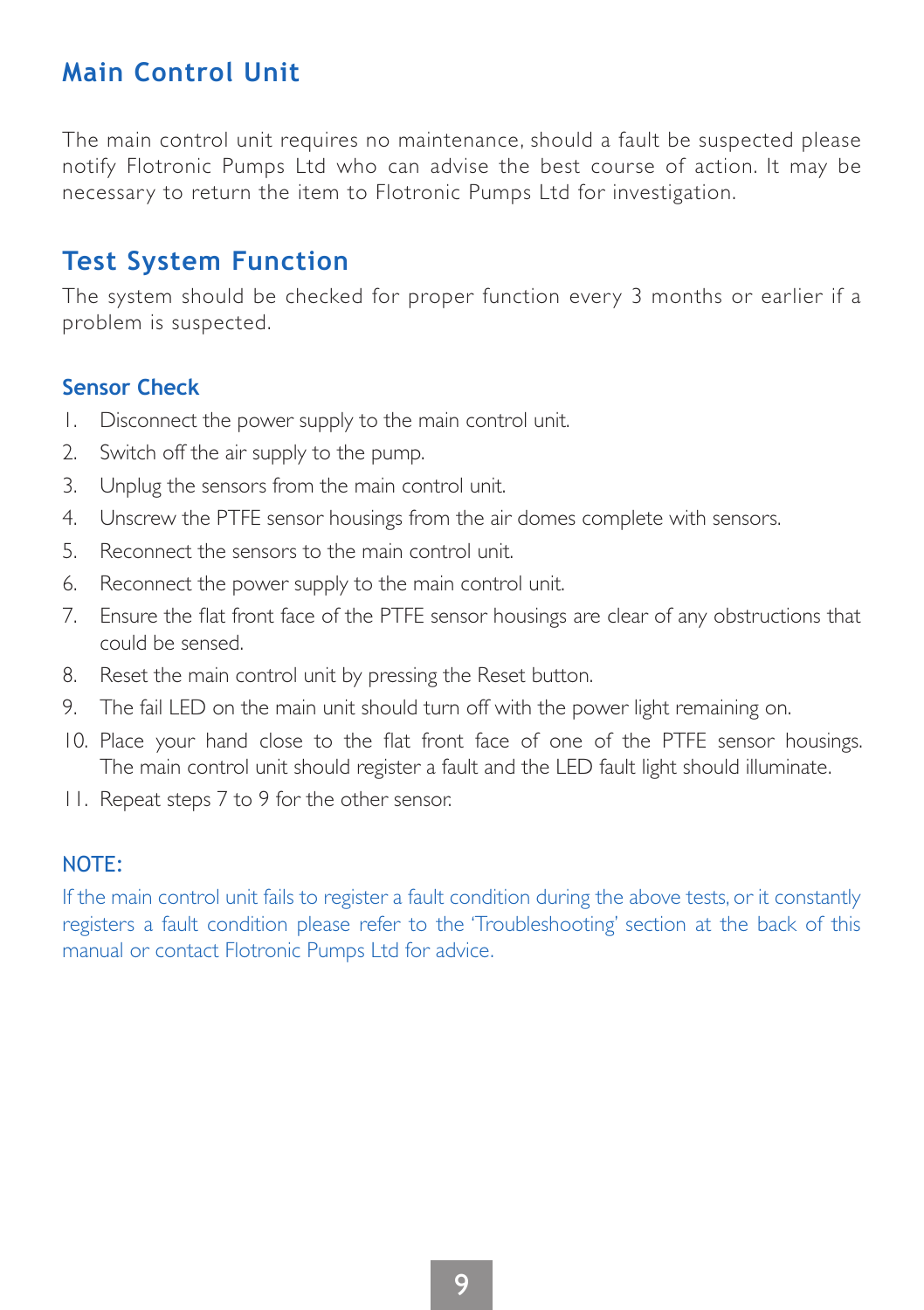## Main Control Unit

The main control unit requires no maintenance, should a fault be suspected please notify Flotronic Pumps Ltd who can advise the best course of action. It may be necessary to return the item to Flotronic Pumps Ltd for investigation.

## Test System Function

The system should be checked for proper function every 3 months or earlier if a problem is suspected.

### Sensor Check

1. Disconnect the power supply to the main control unit.
2. Switch off the air supply to the pump.
3. Unplug the sensors from the main control unit.
4. Unscrew the PTFE sensor housings from the air domes complete with sensors.
5. Reconnect the sensors to the main control unit.
6. Reconnect the power supply to the main control unit.
7. Ensure the flat front face of the PTFE sensor housings are clear of any obstructions that could be sensed.
8. Reset the main control unit by pressing the Reset button.
9. The fail LED on the main unit should turn off with the power light remaining on.
10. Place your hand close to the flat front face of one of the PTFE sensor housings. The main control unit should register a fault and the LED fault light should illuminate.
11. Repeat steps 7 to 9 for the other sensor.

### NOTE:

If the main control unit fails to register a fault condition during the above tests, or it constantly registers a fault condition please refer to the 'Troubleshooting' section at the back of this manual or contact Flotronic Pumps Ltd for advice.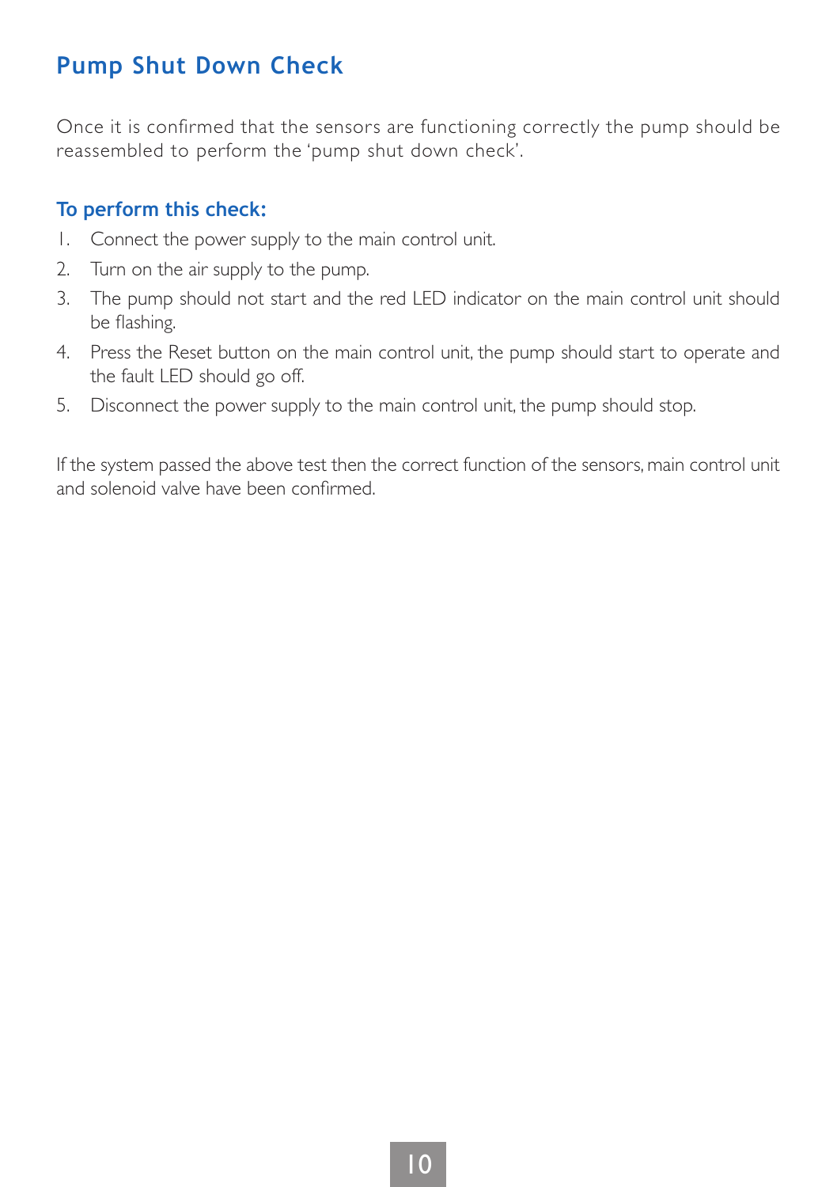## Pump Shut Down Check

Once it is confirmed that the sensors are functioning correctly the pump should be reassembled to perform the 'pump shut down check'.

### To perform this check:

1. Connect the power supply to the main control unit.
2. Turn on the air supply to the pump.
3. The pump should not start and the red LED indicator on the main control unit should be flashing.
4. Press the Reset button on the main control unit, the pump should start to operate and the fault LED should go off.
5. Disconnect the power supply to the main control unit, the pump should stop.

If the system passed the above test then the correct function of the sensors, main control unit and solenoid valve have been confirmed.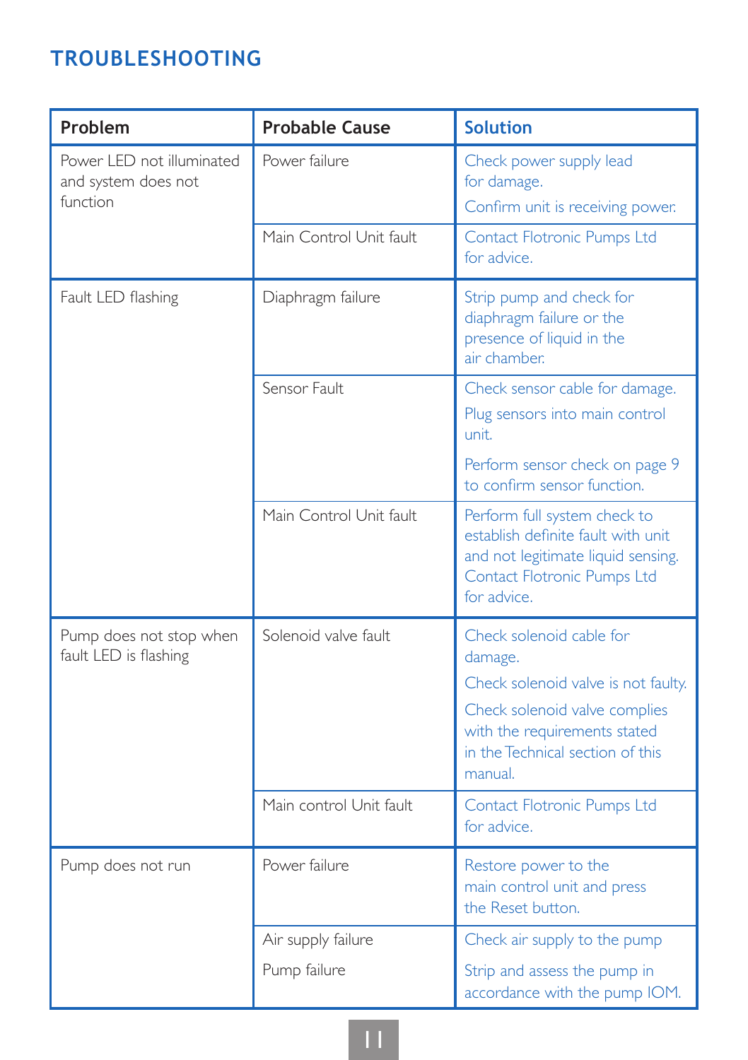## TROUBLESHOOTING

| Problem | Probable Cause | Solution |
|---|---|---|
| Power LED not illuminated and system does not function | Power failure | Check power supply lead for damage. Confirm unit is receiving power. |
| | Main Control Unit fault | Contact Flotronic Pumps Ltd for advice. |
| Fault LED flashing | Diaphragm failure | Strip pump and check for diaphragm failure or the presence of liquid in the air chamber. |
| | Sensor Fault | Check sensor cable for damage. Plug sensors into main control unit. Perform sensor check on page 9 to confirm sensor function. |
| | Main Control Unit fault | Perform full system check to establish definite fault with unit and not legitimate liquid sensing. Contact Flotronic Pumps Ltd for advice. |
| Pump does not stop when fault LED is flashing | Solenoid valve fault | Check solenoid cable for damage. Check solenoid valve is not faulty. Check solenoid valve complies with the requirements stated in the Technical section of this manual. |
| | Main control Unit fault | Contact Flotronic Pumps Ltd for advice. |
| Pump does not run | Power failure | Restore power to the main control unit and press the Reset button. |
| | Air supply failure | Check air supply to the pump |
| | Pump failure | Strip and assess the pump in accordance with the pump IOM. |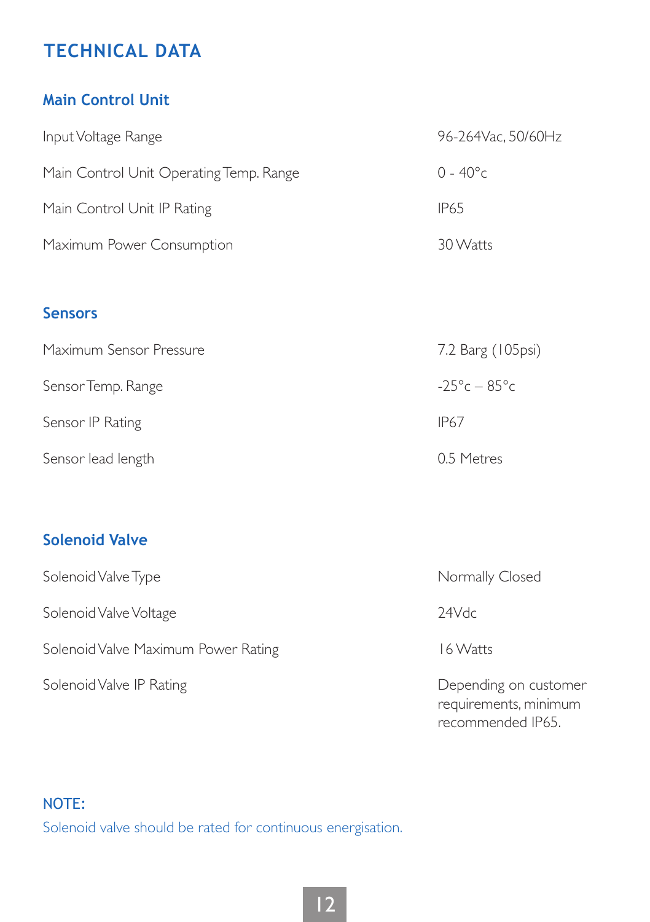# TECHNICAL DATA

## Main Control Unit

| | |
|---|---|
| Input Voltage Range | 96-264Vac, 50/60Hz |
| Main Control Unit Operating Temp. Range | 0 - 40°c |
| Main Control Unit IP Rating | IP65 |
| Maximum Power Consumption | 30 Watts |

## Sensors

| | |
|---|---|
| Maximum Sensor Pressure | 7.2 Barg (105psi) |
| Sensor Temp. Range | -25°c – 85°c |
| Sensor IP Rating | IP67 |
| Sensor lead length | 0.5 Metres |

## Solenoid Valve

| | |
|---|---|
| Solenoid Valve Type | Normally Closed |
| Solenoid Valve Voltage | 24Vdc |
| Solenoid Valve Maximum Power Rating | 16 Watts |
| Solenoid Valve IP Rating | Depending on customer requirements, minimum recommended IP65. |

**NOTE:**
Solenoid valve should be rated for continuous energisation.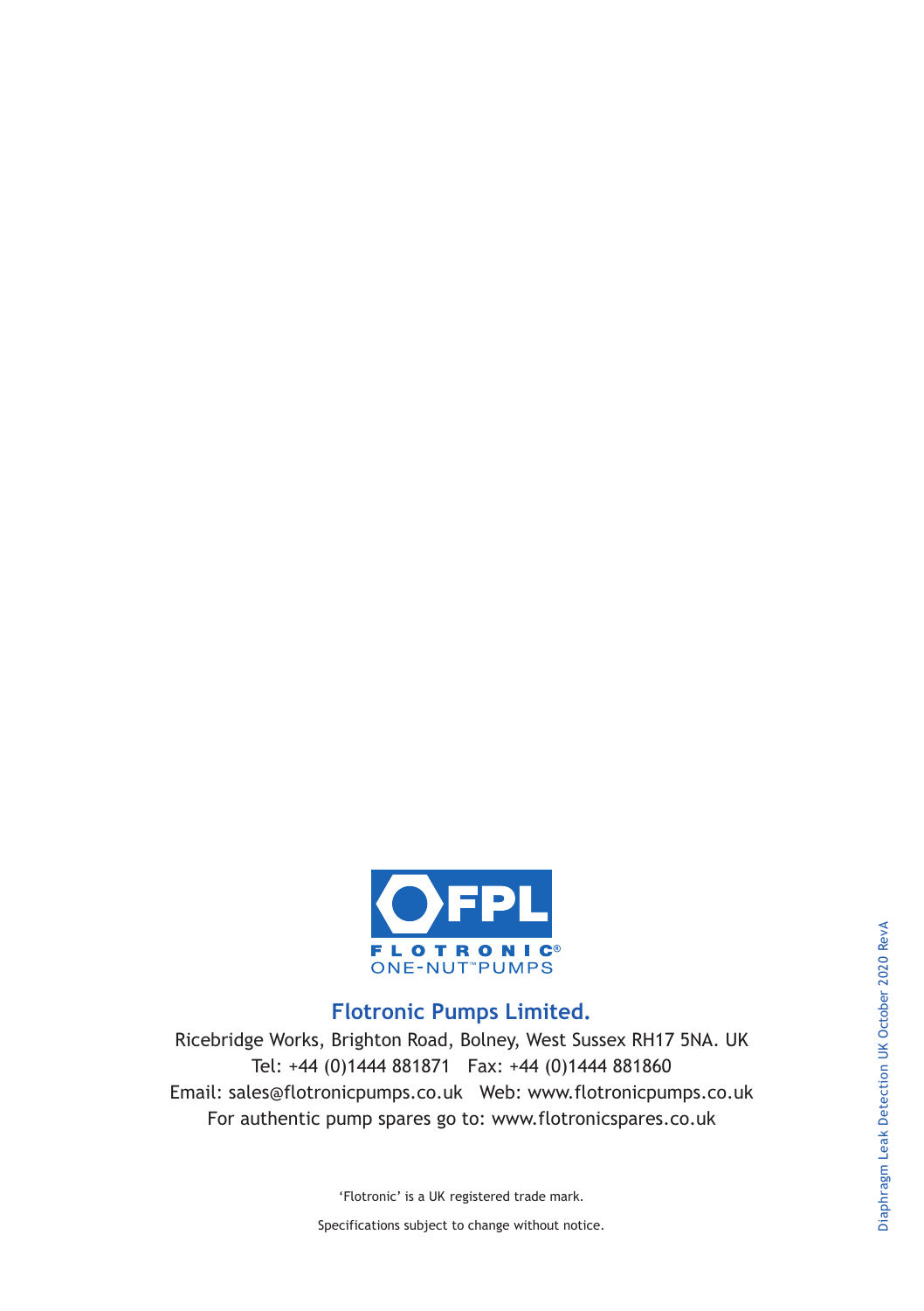FPL

FLOTRONIC®
ONE-NUT™ PUMPS

**Flotronic Pumps Limited.**

Ricebridge Works, Brighton Road, Bolney, West Sussex RH17 5NA. UK
Tel: +44 (0)1444 881871   Fax: +44 (0)1444 881860
Email: sales@flotronicpumps.co.uk   Web: www.flotronicpumps.co.uk
For authentic pump spares go to: www.flotronicspares.co.uk

'Flotronic' is a UK registered trade mark.

Specifications subject to change without notice.

Diaphragm Leak Detection UK October 2020 RevA